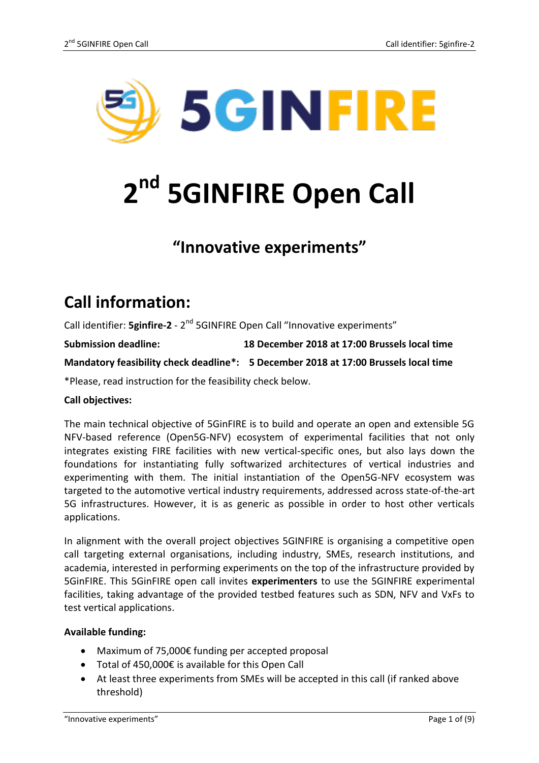# 2nd 5GINFIRE Open Call

## "Innovative experiments"

# Call information:

Call identifier: **5ginfire-2** - 2nd 5GINFIRE Open Call "Innovative experiments"

**Submission deadline:** **18 December 2018 at 17:00 Brussels local time**

**Mandatory feasibility check deadline*:** **5 December 2018 at 17:00 Brussels local time**

*Please, read instruction for the feasibility check below.

**Call objectives:**

The main technical objective of 5GinFIRE is to build and operate an open and extensible 5G NFV-based reference (Open5G-NFV) ecosystem of experimental facilities that not only integrates existing FIRE facilities with new vertical-specific ones, but also lays down the foundations for instantiating fully softwarized architectures of vertical industries and experimenting with them. The initial instantiation of the Open5G-NFV ecosystem was targeted to the automotive vertical industry requirements, addressed across state-of-the-art 5G infrastructures. However, it is as generic as possible in order to host other verticals applications.

In alignment with the overall project objectives 5GINFIRE is organising a competitive open call targeting external organisations, including industry, SMEs, research institutions, and academia, interested in performing experiments on the top of the infrastructure provided by 5GinFIRE. This 5GinFIRE open call invites **experimenters** to use the 5GINFIRE experimental facilities, taking advantage of the provided testbed features such as SDN, NFV and VxFs to test vertical applications.

**Available funding:**

- Maximum of 75,000€ funding per accepted proposal
- Total of 450,000€ is available for this Open Call
- At least three experiments from SMEs will be accepted in this call (if ranked above threshold)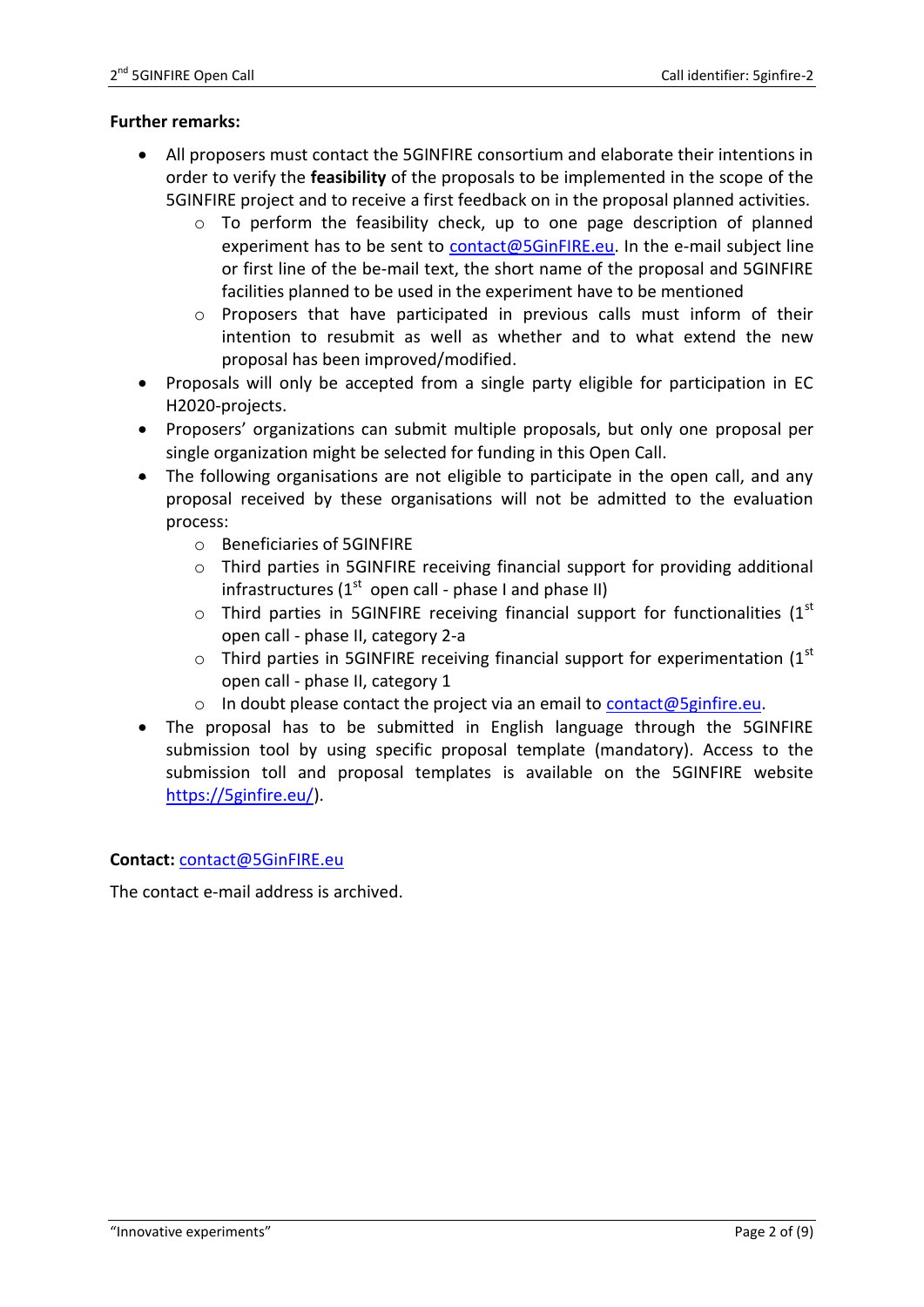**Further remarks:**

- All proposers must contact the 5GINFIRE consortium and elaborate their intentions in order to verify the **feasibility** of the proposals to be implemented in the scope of the 5GINFIRE project and to receive a first feedback on in the proposal planned activities.
  - To perform the feasibility check, up to one page description of planned experiment has to be sent to contact@5GinFIRE.eu. In the e-mail subject line or first line of the be-mail text, the short name of the proposal and 5GINFIRE facilities planned to be used in the experiment have to be mentioned
  - Proposers that have participated in previous calls must inform of their intention to resubmit as well as whether and to what extend the new proposal has been improved/modified.
- Proposals will only be accepted from a single party eligible for participation in EC H2020-projects.
- Proposers' organizations can submit multiple proposals, but only one proposal per single organization might be selected for funding in this Open Call.
- The following organisations are not eligible to participate in the open call, and any proposal received by these organisations will not be admitted to the evaluation process:
  - Beneficiaries of 5GINFIRE
  - Third parties in 5GINFIRE receiving financial support for providing additional infrastructures (1st open call - phase I and phase II)
  - Third parties in 5GINFIRE receiving financial support for functionalities (1st open call - phase II, category 2-a
  - Third parties in 5GINFIRE receiving financial support for experimentation (1st open call - phase II, category 1
  - In doubt please contact the project via an email to contact@5ginfire.eu.
- The proposal has to be submitted in English language through the 5GINFIRE submission tool by using specific proposal template (mandatory). Access to the submission toll and proposal templates is available on the 5GINFIRE website https://5ginfire.eu/).

**Contact:** contact@5GinFIRE.eu

The contact e-mail address is archived.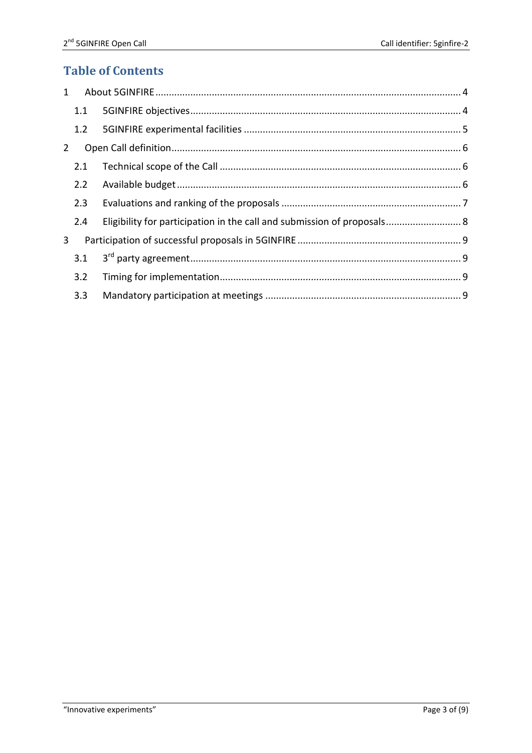# Table of Contents

1 About 5GINFIRE ..... 4

  1.1 5GINFIRE objectives ..... 4

  1.2 5GINFIRE experimental facilities ..... 5

2 Open Call definition ..... 6

  2.1 Technical scope of the Call ..... 6

  2.2 Available budget ..... 6

  2.3 Evaluations and ranking of the proposals ..... 7

  2.4 Eligibility for participation in the call and submission of proposals ..... 8

3 Participation of successful proposals in 5GINFIRE ..... 9

  3.1 3rd party agreement ..... 9

  3.2 Timing for implementation ..... 9

  3.3 Mandatory participation at meetings ..... 9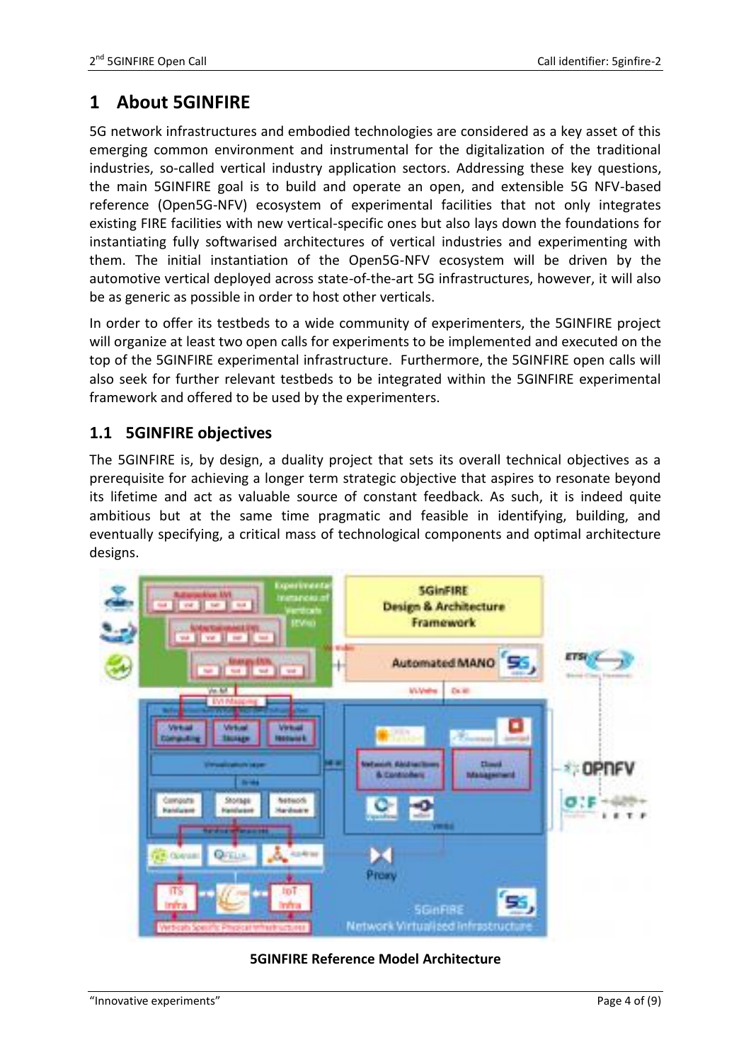# 1 About 5GINFIRE

5G network infrastructures and embodied technologies are considered as a key asset of this emerging common environment and instrumental for the digitalization of the traditional industries, so-called vertical industry application sectors. Addressing these key questions, the main 5GINFIRE goal is to build and operate an open, and extensible 5G NFV-based reference (Open5G-NFV) ecosystem of experimental facilities that not only integrates existing FIRE facilities with new vertical-specific ones but also lays down the foundations for instantiating fully softwarised architectures of vertical industries and experimenting with them. The initial instantiation of the Open5G-NFV ecosystem will be driven by the automotive vertical deployed across state-of-the-art 5G infrastructures, however, it will also be as generic as possible in order to host other verticals.

In order to offer its testbeds to a wide community of experimenters, the 5GINFIRE project will organize at least two open calls for experiments to be implemented and executed on the top of the 5GINFIRE experimental infrastructure. Furthermore, the 5GINFIRE open calls will also seek for further relevant testbeds to be integrated within the 5GINFIRE experimental framework and offered to be used by the experimenters.

## 1.1 5GINFIRE objectives

The 5GINFIRE is, by design, a duality project that sets its overall technical objectives as a prerequisite for achieving a longer term strategic objective that aspires to resonate beyond its lifetime and act as valuable source of constant feedback. As such, it is indeed quite ambitious but at the same time pragmatic and feasible in identifying, building, and eventually specifying, a critical mass of technological components and optimal architecture designs.

**5GINFIRE Reference Model Architecture**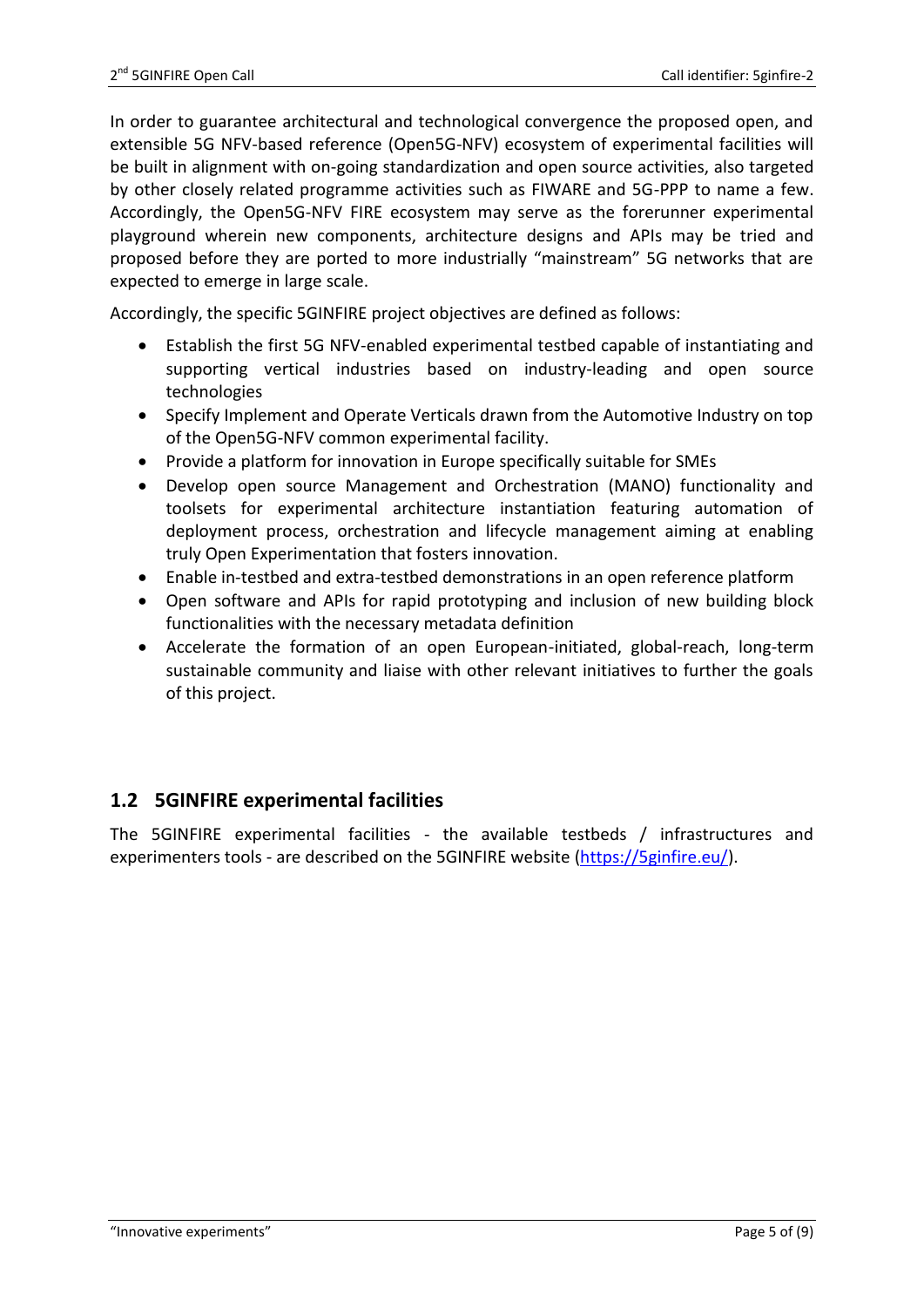In order to guarantee architectural and technological convergence the proposed open, and extensible 5G NFV-based reference (Open5G-NFV) ecosystem of experimental facilities will be built in alignment with on-going standardization and open source activities, also targeted by other closely related programme activities such as FIWARE and 5G-PPP to name a few. Accordingly, the Open5G-NFV FIRE ecosystem may serve as the forerunner experimental playground wherein new components, architecture designs and APIs may be tried and proposed before they are ported to more industrially "mainstream" 5G networks that are expected to emerge in large scale.

Accordingly, the specific 5GINFIRE project objectives are defined as follows:

- Establish the first 5G NFV-enabled experimental testbed capable of instantiating and supporting vertical industries based on industry-leading and open source technologies
- Specify Implement and Operate Verticals drawn from the Automotive Industry on top of the Open5G-NFV common experimental facility.
- Provide a platform for innovation in Europe specifically suitable for SMEs
- Develop open source Management and Orchestration (MANO) functionality and toolsets for experimental architecture instantiation featuring automation of deployment process, orchestration and lifecycle management aiming at enabling truly Open Experimentation that fosters innovation.
- Enable in-testbed and extra-testbed demonstrations in an open reference platform
- Open software and APIs for rapid prototyping and inclusion of new building block functionalities with the necessary metadata definition
- Accelerate the formation of an open European-initiated, global-reach, long-term sustainable community and liaise with other relevant initiatives to further the goals of this project.

## 1.2 5GINFIRE experimental facilities

The 5GINFIRE experimental facilities - the available testbeds / infrastructures and experimenters tools - are described on the 5GINFIRE website (https://5ginfire.eu/).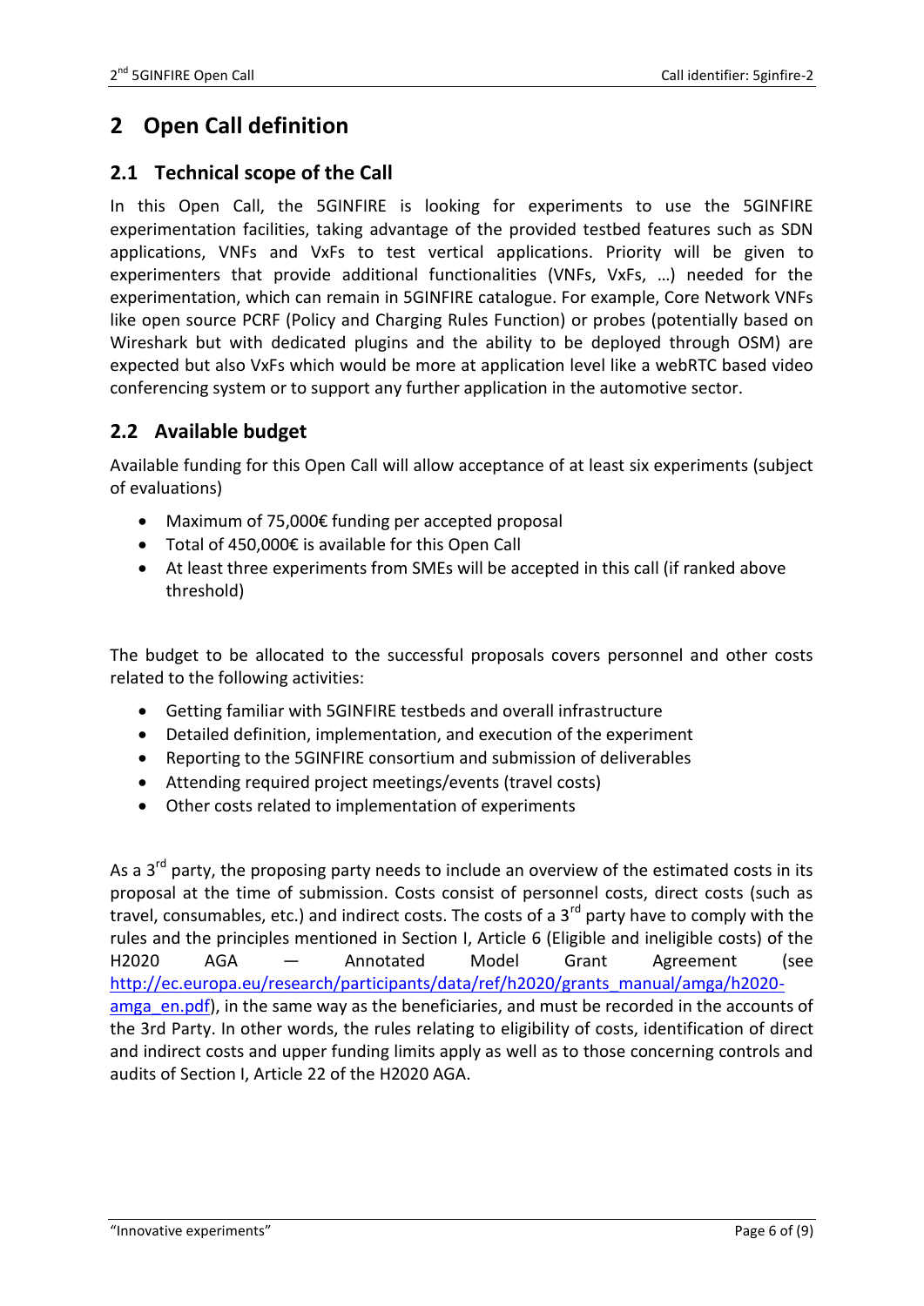# 2 Open Call definition

## 2.1 Technical scope of the Call

In this Open Call, the 5GINFIRE is looking for experiments to use the 5GINFIRE experimentation facilities, taking advantage of the provided testbed features such as SDN applications, VNFs and VxFs to test vertical applications. Priority will be given to experimenters that provide additional functionalities (VNFs, VxFs, …) needed for the experimentation, which can remain in 5GINFIRE catalogue. For example, Core Network VNFs like open source PCRF (Policy and Charging Rules Function) or probes (potentially based on Wireshark but with dedicated plugins and the ability to be deployed through OSM) are expected but also VxFs which would be more at application level like a webRTC based video conferencing system or to support any further application in the automotive sector.

## 2.2 Available budget

Available funding for this Open Call will allow acceptance of at least six experiments (subject of evaluations)

- Maximum of 75,000€ funding per accepted proposal
- Total of 450,000€ is available for this Open Call
- At least three experiments from SMEs will be accepted in this call (if ranked above threshold)

The budget to be allocated to the successful proposals covers personnel and other costs related to the following activities:

- Getting familiar with 5GINFIRE testbeds and overall infrastructure
- Detailed definition, implementation, and execution of the experiment
- Reporting to the 5GINFIRE consortium and submission of deliverables
- Attending required project meetings/events (travel costs)
- Other costs related to implementation of experiments

As a 3rd party, the proposing party needs to include an overview of the estimated costs in its proposal at the time of submission. Costs consist of personnel costs, direct costs (such as travel, consumables, etc.) and indirect costs. The costs of a 3rd party have to comply with the rules and the principles mentioned in Section I, Article 6 (Eligible and ineligible costs) of the H2020 AGA — Annotated Model Grant Agreement (see [http://ec.europa.eu/research/participants/data/ref/h2020/grants_manual/amga/h2020-amga_en.pdf](http://ec.europa.eu/research/participants/data/ref/h2020/grants_manual/amga/h2020-amga_en.pdf)), in the same way as the beneficiaries, and must be recorded in the accounts of the 3rd Party. In other words, the rules relating to eligibility of costs, identification of direct and indirect costs and upper funding limits apply as well as to those concerning controls and audits of Section I, Article 22 of the H2020 AGA.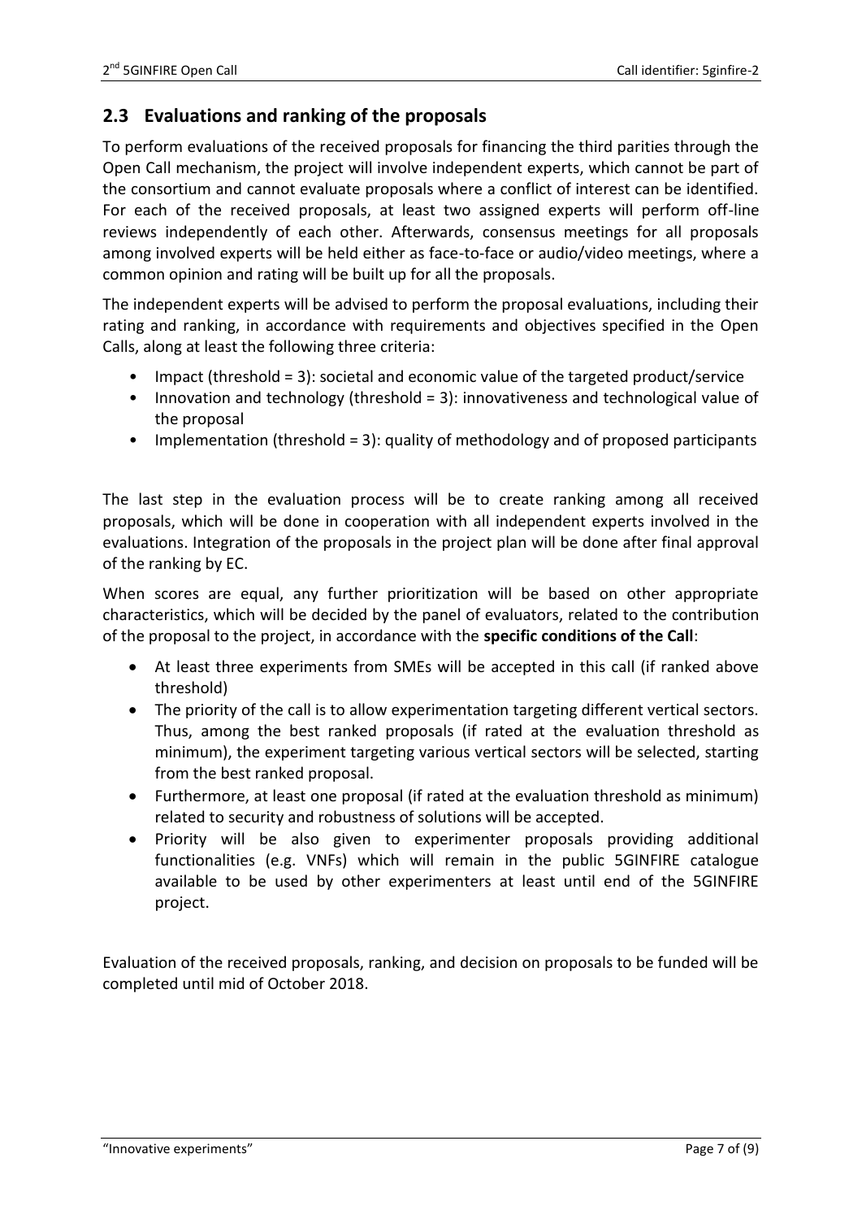## 2.3 Evaluations and ranking of the proposals

To perform evaluations of the received proposals for financing the third parities through the Open Call mechanism, the project will involve independent experts, which cannot be part of the consortium and cannot evaluate proposals where a conflict of interest can be identified. For each of the received proposals, at least two assigned experts will perform off-line reviews independently of each other. Afterwards, consensus meetings for all proposals among involved experts will be held either as face-to-face or audio/video meetings, where a common opinion and rating will be built up for all the proposals.

The independent experts will be advised to perform the proposal evaluations, including their rating and ranking, in accordance with requirements and objectives specified in the Open Calls, along at least the following three criteria:

- Impact (threshold = 3): societal and economic value of the targeted product/service
- Innovation and technology (threshold = 3): innovativeness and technological value of the proposal
- Implementation (threshold = 3): quality of methodology and of proposed participants

The last step in the evaluation process will be to create ranking among all received proposals, which will be done in cooperation with all independent experts involved in the evaluations. Integration of the proposals in the project plan will be done after final approval of the ranking by EC.

When scores are equal, any further prioritization will be based on other appropriate characteristics, which will be decided by the panel of evaluators, related to the contribution of the proposal to the project, in accordance with the **specific conditions of the Call**:

- At least three experiments from SMEs will be accepted in this call (if ranked above threshold)
- The priority of the call is to allow experimentation targeting different vertical sectors. Thus, among the best ranked proposals (if rated at the evaluation threshold as minimum), the experiment targeting various vertical sectors will be selected, starting from the best ranked proposal.
- Furthermore, at least one proposal (if rated at the evaluation threshold as minimum) related to security and robustness of solutions will be accepted.
- Priority will be also given to experimenter proposals providing additional functionalities (e.g. VNFs) which will remain in the public 5GINFIRE catalogue available to be used by other experimenters at least until end of the 5GINFIRE project.

Evaluation of the received proposals, ranking, and decision on proposals to be funded will be completed until mid of October 2018.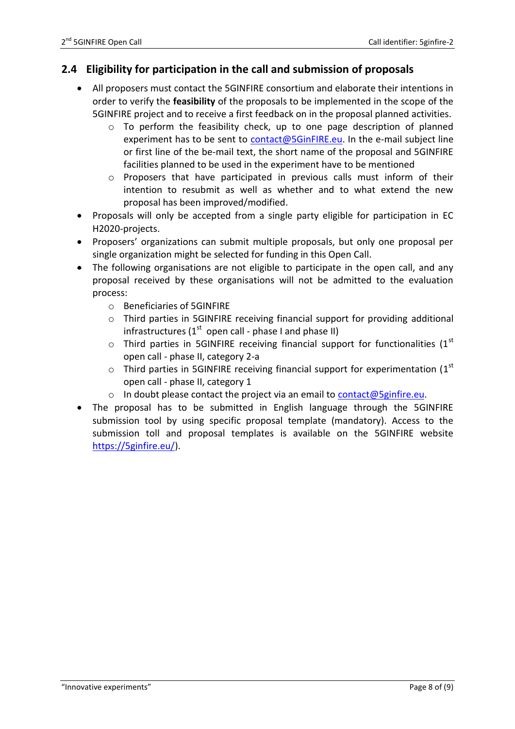## 2.4 Eligibility for participation in the call and submission of proposals

- All proposers must contact the 5GINFIRE consortium and elaborate their intentions in order to verify the **feasibility** of the proposals to be implemented in the scope of the 5GINFIRE project and to receive a first feedback on in the proposal planned activities.
  - To perform the feasibility check, up to one page description of planned experiment has to be sent to contact@5GinFIRE.eu. In the e-mail subject line or first line of the be-mail text, the short name of the proposal and 5GINFIRE facilities planned to be used in the experiment have to be mentioned
  - Proposers that have participated in previous calls must inform of their intention to resubmit as well as whether and to what extend the new proposal has been improved/modified.
- Proposals will only be accepted from a single party eligible for participation in EC H2020-projects.
- Proposers' organizations can submit multiple proposals, but only one proposal per single organization might be selected for funding in this Open Call.
- The following organisations are not eligible to participate in the open call, and any proposal received by these organisations will not be admitted to the evaluation process:
  - Beneficiaries of 5GINFIRE
  - Third parties in 5GINFIRE receiving financial support for providing additional infrastructures (1st open call - phase I and phase II)
  - Third parties in 5GINFIRE receiving financial support for functionalities (1st open call - phase II, category 2-a
  - Third parties in 5GINFIRE receiving financial support for experimentation (1st open call - phase II, category 1
  - In doubt please contact the project via an email to contact@5ginfire.eu.
- The proposal has to be submitted in English language through the 5GINFIRE submission tool by using specific proposal template (mandatory). Access to the submission toll and proposal templates is available on the 5GINFIRE website https://5ginfire.eu/).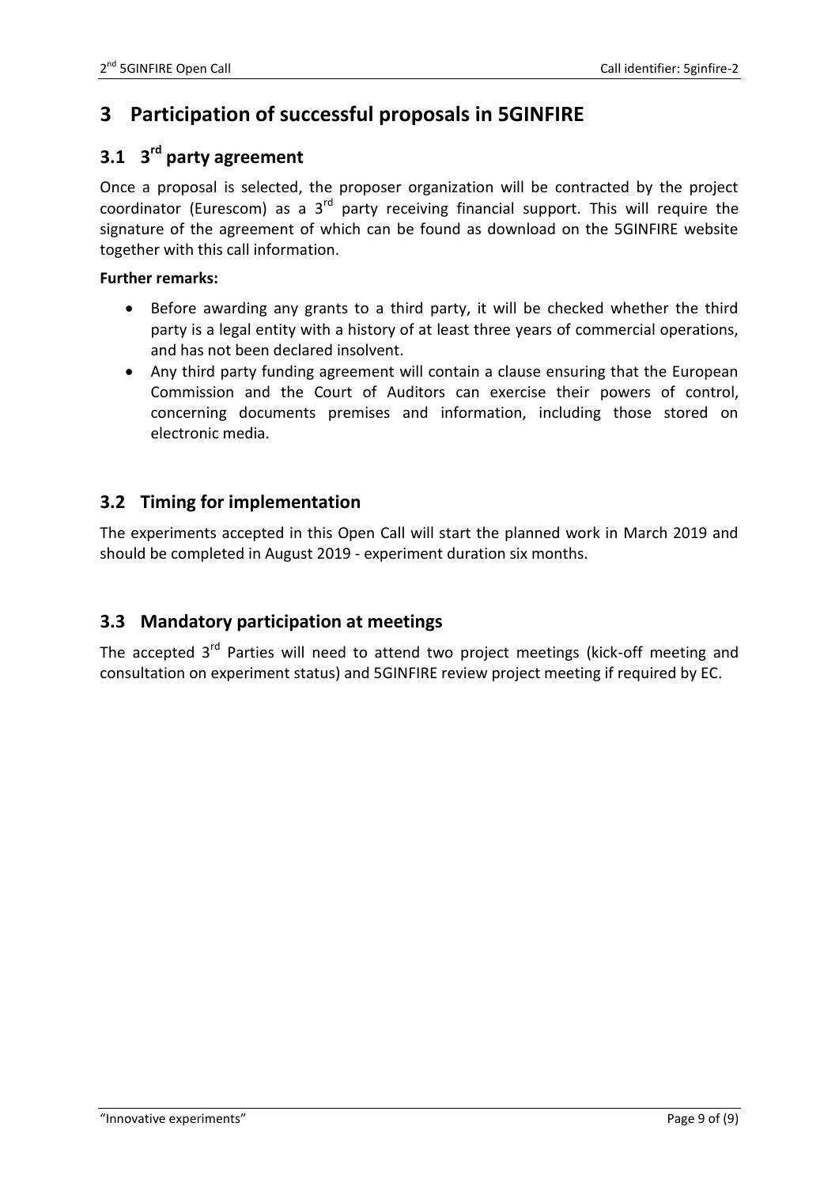# 3 Participation of successful proposals in 5GINFIRE

## 3.1 3rd party agreement

Once a proposal is selected, the proposer organization will be contracted by the project coordinator (Eurescom) as a 3rd party receiving financial support. This will require the signature of the agreement of which can be found as download on the 5GINFIRE website together with this call information.

**Further remarks:**

- Before awarding any grants to a third party, it will be checked whether the third party is a legal entity with a history of at least three years of commercial operations, and has not been declared insolvent.
- Any third party funding agreement will contain a clause ensuring that the European Commission and the Court of Auditors can exercise their powers of control, concerning documents premises and information, including those stored on electronic media.

## 3.2 Timing for implementation

The experiments accepted in this Open Call will start the planned work in March 2019 and should be completed in August 2019 - experiment duration six months.

## 3.3 Mandatory participation at meetings

The accepted 3rd Parties will need to attend two project meetings (kick-off meeting and consultation on experiment status) and 5GINFIRE review project meeting if required by EC.